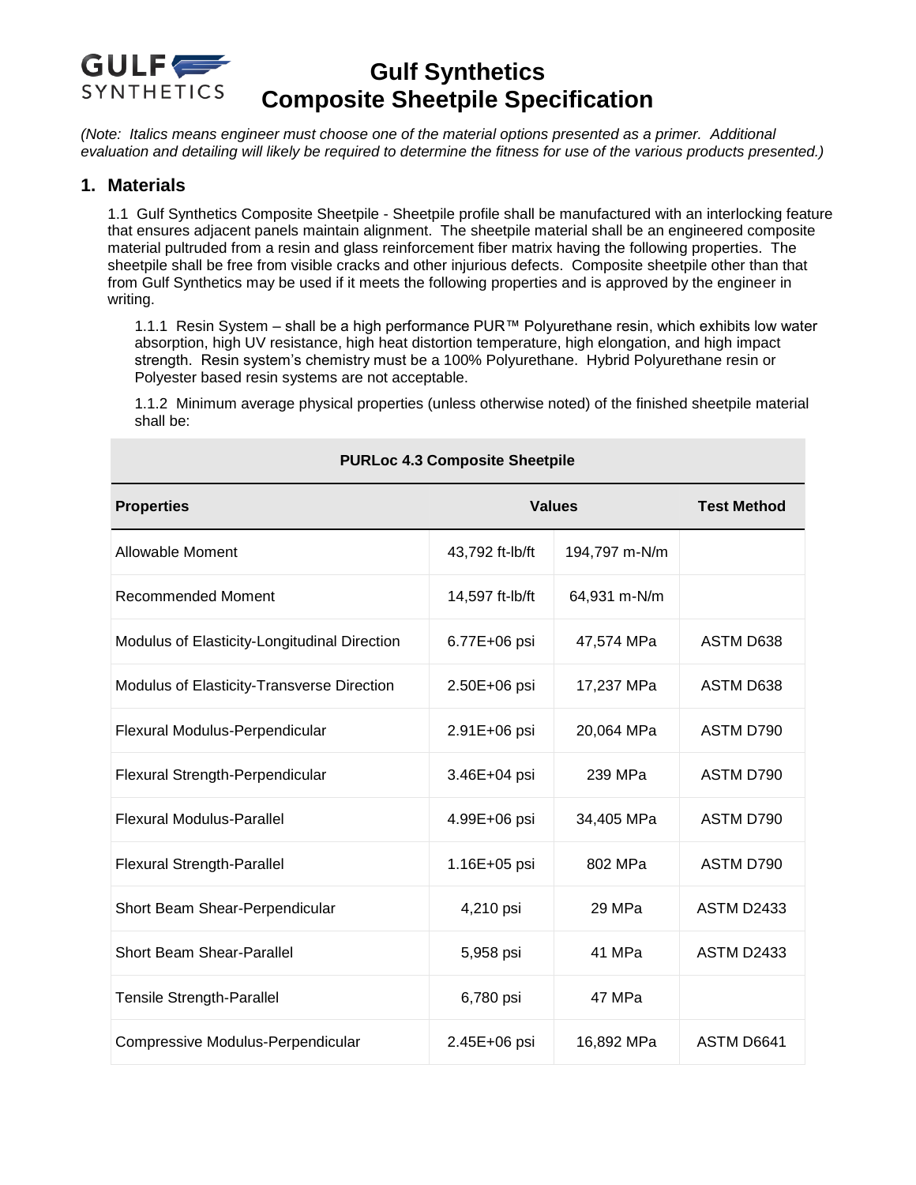# Gulf Synthetics Composite Sheetpile Specification

*(Note: Italics means engineer must choose one of the material options presented as a primer. Additional evaluation and detailing will likely be required to determine the fitness for use of the various products presented.)*

## 1. Materials

1.1 Gulf Synthetics Composite Sheetpile - Sheetpile profile shall be manufactured with an interlocking feature that ensures adjacent panels maintain alignment. The sheetpile material shall be an engineered composite material pultruded from a resin and glass reinforcement fiber matrix having the following properties. The sheetpile shall be free from visible cracks and other injurious defects. Composite sheetpile other than that from Gulf Synthetics may be used if it meets the following properties and is approved by the engineer in writing.

1.1.1 Resin System – shall be a high performance PUR™ Polyurethane resin, which exhibits low water absorption, high UV resistance, high heat distortion temperature, high elongation, and high impact strength. Resin system's chemistry must be a 100% Polyurethane. Hybrid Polyurethane resin or Polyester based resin systems are not acceptable.

1.1.2 Minimum average physical properties (unless otherwise noted) of the finished sheetpile material shall be:

| PURLoc 4.3 Composite Sheetpile | | | |
|---|---|---|---|
| **Properties** | **Values** | | **Test Method** |
| Allowable Moment | 43,792 ft-lb/ft | 194,797 m-N/m | |
| Recommended Moment | 14,597 ft-lb/ft | 64,931 m-N/m | |
| Modulus of Elasticity-Longitudinal Direction | 6.77E+06 psi | 47,574 MPa | ASTM D638 |
| Modulus of Elasticity-Transverse Direction | 2.50E+06 psi | 17,237 MPa | ASTM D638 |
| Flexural Modulus-Perpendicular | 2.91E+06 psi | 20,064 MPa | ASTM D790 |
| Flexural Strength-Perpendicular | 3.46E+04 psi | 239 MPa | ASTM D790 |
| Flexural Modulus-Parallel | 4.99E+06 psi | 34,405 MPa | ASTM D790 |
| Flexural Strength-Parallel | 1.16E+05 psi | 802 MPa | ASTM D790 |
| Short Beam Shear-Perpendicular | 4,210 psi | 29 MPa | ASTM D2433 |
| Short Beam Shear-Parallel | 5,958 psi | 41 MPa | ASTM D2433 |
| Tensile Strength-Parallel | 6,780 psi | 47 MPa | |
| Compressive Modulus-Perpendicular | 2.45E+06 psi | 16,892 MPa | ASTM D6641 |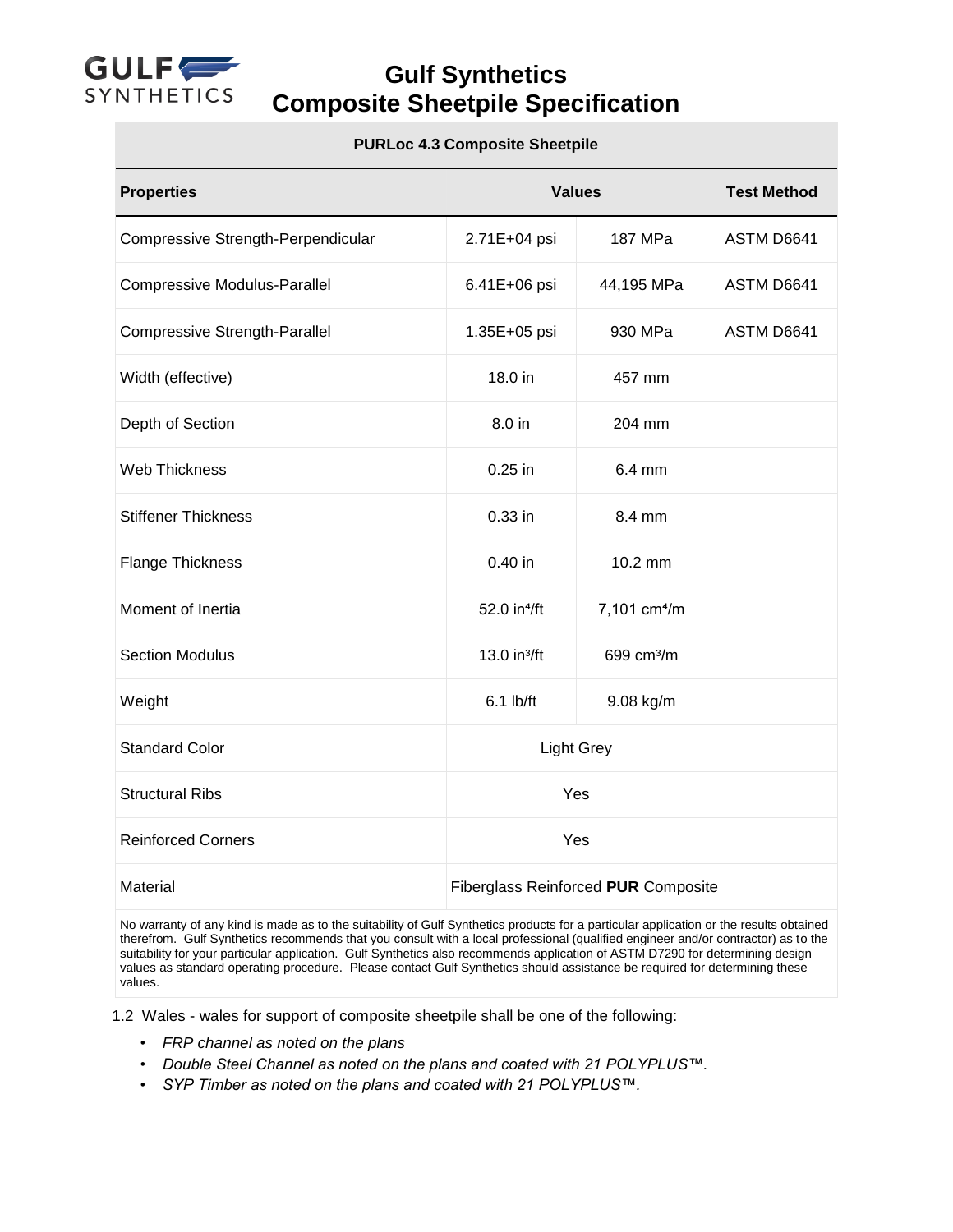# Gulf Synthetics
# Composite Sheetpile Specification

| PURLoc 4.3 Composite Sheetpile | | | |
|---|---|---|---|
| **Properties** | **Values** | | **Test Method** |
| Compressive Strength-Perpendicular | 2.71E+04 psi | 187 MPa | ASTM D6641 |
| Compressive Modulus-Parallel | 6.41E+06 psi | 44,195 MPa | ASTM D6641 |
| Compressive Strength-Parallel | 1.35E+05 psi | 930 MPa | ASTM D6641 |
| Width (effective) | 18.0 in | 457 mm | |
| Depth of Section | 8.0 in | 204 mm | |
| Web Thickness | 0.25 in | 6.4 mm | |
| Stiffener Thickness | 0.33 in | 8.4 mm | |
| Flange Thickness | 0.40 in | 10.2 mm | |
| Moment of Inertia | 52.0 $in^4/ft$ | 7,101 $cm^4/m$ | |
| Section Modulus | 13.0 $in^3/ft$ | 699 $cm^3/m$ | |
| Weight | 6.1 lb/ft | 9.08 kg/m | |
| Standard Color | Light Grey | | |
| Structural Ribs | Yes | | |
| Reinforced Corners | Yes | | |
| Material | Fiberglass Reinforced **PUR** Composite | | |

No warranty of any kind is made as to the suitability of Gulf Synthetics products for a particular application or the results obtained therefrom. Gulf Synthetics recommends that you consult with a local professional (qualified engineer and/or contractor) as to the suitability for your particular application. Gulf Synthetics also recommends application of ASTM D7290 for determining design values as standard operating procedure. Please contact Gulf Synthetics should assistance be required for determining these values.

1.2 Wales - wales for support of composite sheetpile shall be one of the following:

- *FRP channel as noted on the plans*
- *Double Steel Channel as noted on the plans and coated with 21 POLYPLUS™.*
- *SYP Timber as noted on the plans and coated with 21 POLYPLUS™.*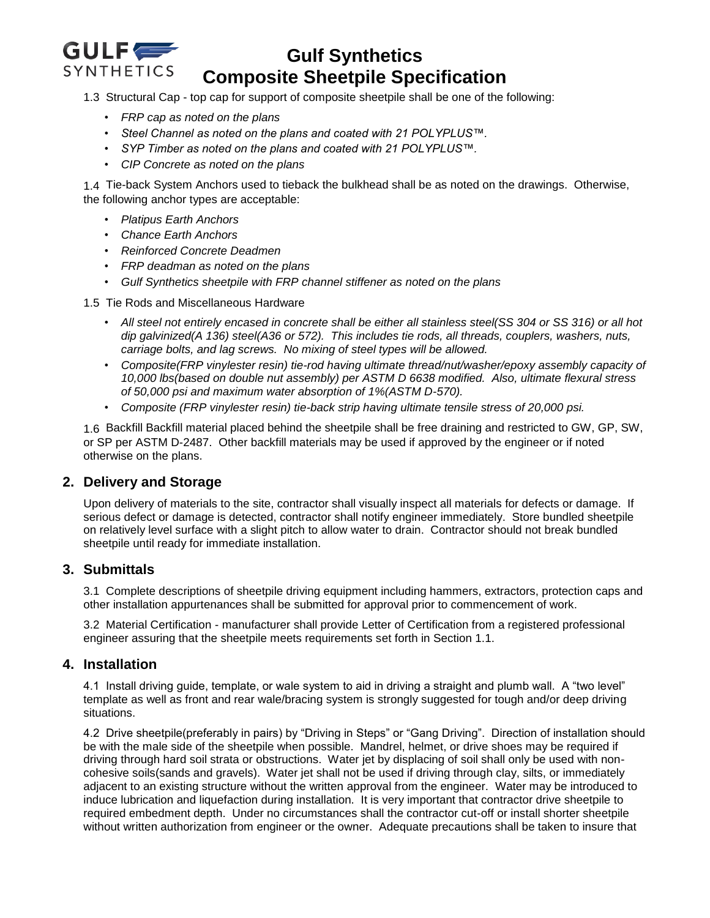1.3 Structural Cap - top cap for support of composite sheetpile shall be one of the following:

- *FRP cap as noted on the plans*
- *Steel Channel as noted on the plans and coated with 21 POLYPLUS™.*
- *SYP Timber as noted on the plans and coated with 21 POLYPLUS™.*
- *CIP Concrete as noted on the plans*

1.4 Tie-back System Anchors used to tieback the bulkhead shall be as noted on the drawings. Otherwise, the following anchor types are acceptable:

- *Platipus Earth Anchors*
- *Chance Earth Anchors*
- *Reinforced Concrete Deadmen*
- *FRP deadman as noted on the plans*
- *Gulf Synthetics sheetpile with FRP channel stiffener as noted on the plans*

1.5 Tie Rods and Miscellaneous Hardware

- *All steel not entirely encased in concrete shall be either all stainless steel(SS 304 or SS 316) or all hot dip galvinized(A 136) steel(A36 or 572). This includes tie rods, all threads, couplers, washers, nuts, carriage bolts, and lag screws. No mixing of steel types will be allowed.*
- *Composite(FRP vinylester resin) tie-rod having ultimate thread/nut/washer/epoxy assembly capacity of 10,000 lbs(based on double nut assembly) per ASTM D 6638 modified. Also, ultimate flexural stress of 50,000 psi and maximum water absorption of 1%(ASTM D-570).*
- *Composite (FRP vinylester resin) tie-back strip having ultimate tensile stress of 20,000 psi.*

1.6 Backfill Backfill material placed behind the sheetpile shall be free draining and restricted to GW, GP, SW, or SP per ASTM D-2487. Other backfill materials may be used if approved by the engineer or if noted otherwise on the plans.

## 2. Delivery and Storage

Upon delivery of materials to the site, contractor shall visually inspect all materials for defects or damage. If serious defect or damage is detected, contractor shall notify engineer immediately. Store bundled sheetpile on relatively level surface with a slight pitch to allow water to drain. Contractor should not break bundled sheetpile until ready for immediate installation.

## 3. Submittals

3.1 Complete descriptions of sheetpile driving equipment including hammers, extractors, protection caps and other installation appurtenances shall be submitted for approval prior to commencement of work.

3.2 Material Certification - manufacturer shall provide Letter of Certification from a registered professional engineer assuring that the sheetpile meets requirements set forth in Section 1.1.

## 4. Installation

4.1 Install driving guide, template, or wale system to aid in driving a straight and plumb wall. A "two level" template as well as front and rear wale/bracing system is strongly suggested for tough and/or deep driving situations.

4.2 Drive sheetpile(preferably in pairs) by "Driving in Steps" or "Gang Driving". Direction of installation should be with the male side of the sheetpile when possible. Mandrel, helmet, or drive shoes may be required if driving through hard soil strata or obstructions. Water jet by displacing of soil shall only be used with non-cohesive soils(sands and gravels). Water jet shall not be used if driving through clay, silts, or immediately adjacent to an existing structure without the written approval from the engineer. Water may be introduced to induce lubrication and liquefaction during installation. It is very important that contractor drive sheetpile to required embedment depth. Under no circumstances shall the contractor cut-off or install shorter sheetpile without written authorization from engineer or the owner. Adequate precautions shall be taken to insure that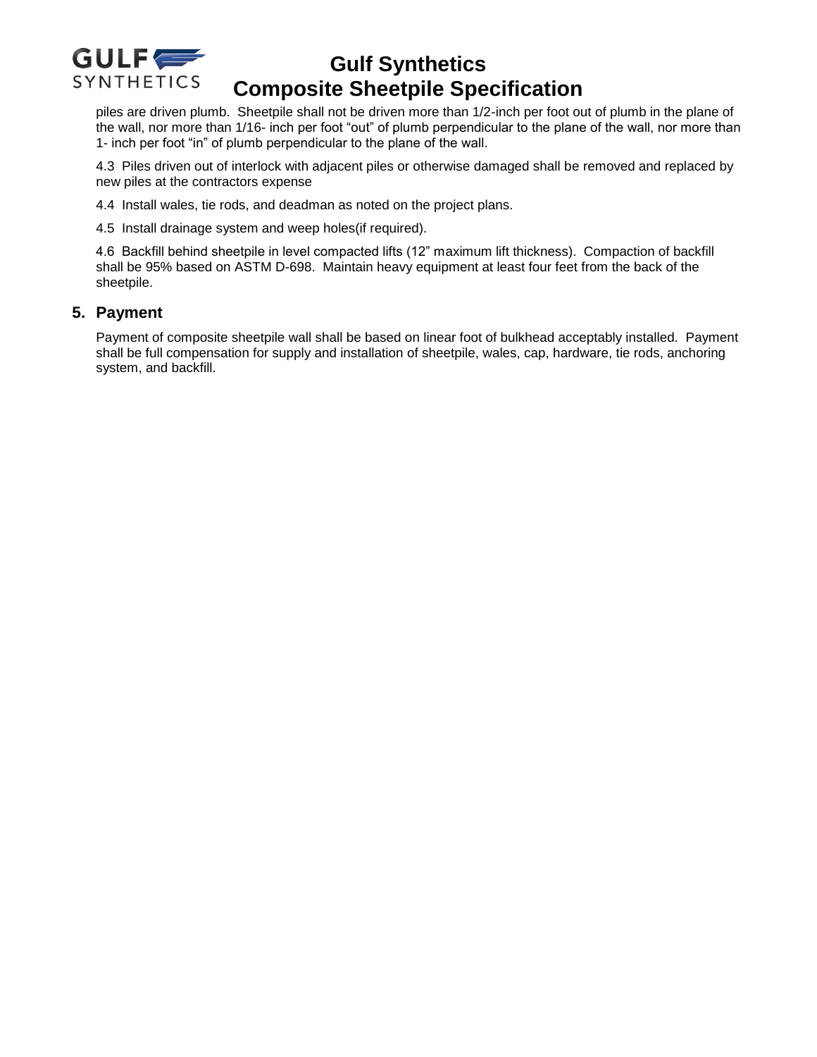piles are driven plumb. Sheetpile shall not be driven more than 1/2-inch per foot out of plumb in the plane of the wall, nor more than 1/16- inch per foot "out" of plumb perpendicular to the plane of the wall, nor more than 1- inch per foot "in" of plumb perpendicular to the plane of the wall.

4.3 Piles driven out of interlock with adjacent piles or otherwise damaged shall be removed and replaced by new piles at the contractors expense

4.4 Install wales, tie rods, and deadman as noted on the project plans.

4.5 Install drainage system and weep holes(if required).

4.6 Backfill behind sheetpile in level compacted lifts (12" maximum lift thickness). Compaction of backfill shall be 95% based on ASTM D-698. Maintain heavy equipment at least four feet from the back of the sheetpile.

## 5. Payment

Payment of composite sheetpile wall shall be based on linear foot of bulkhead acceptably installed. Payment shall be full compensation for supply and installation of sheetpile, wales, cap, hardware, tie rods, anchoring system, and backfill.